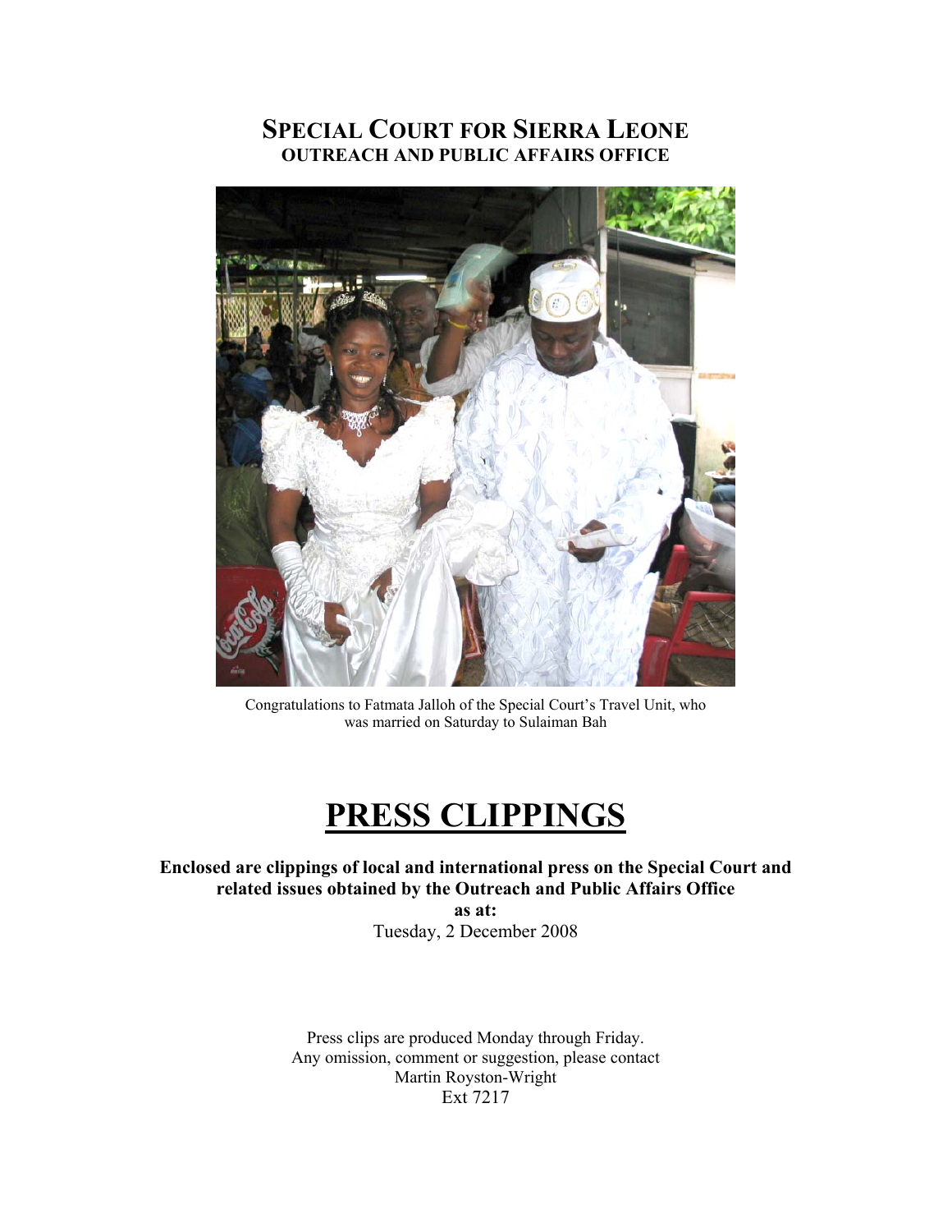# SPECIAL COURT FOR SIERRA LEONE

## OUTREACH AND PUBLIC AFFAIRS OFFICE

Congratulations to Fatmata Jalloh of the Special Court's Travel Unit, who was married on Saturday to Sulaiman Bah

# PRESS CLIPPINGS

**Enclosed are clippings of local and international press on the Special Court and related issues obtained by the Outreach and Public Affairs Office**

**as at:**

Tuesday, 2 December 2008

Press clips are produced Monday through Friday.
Any omission, comment or suggestion, please contact
Martin Royston-Wright
Ext 7217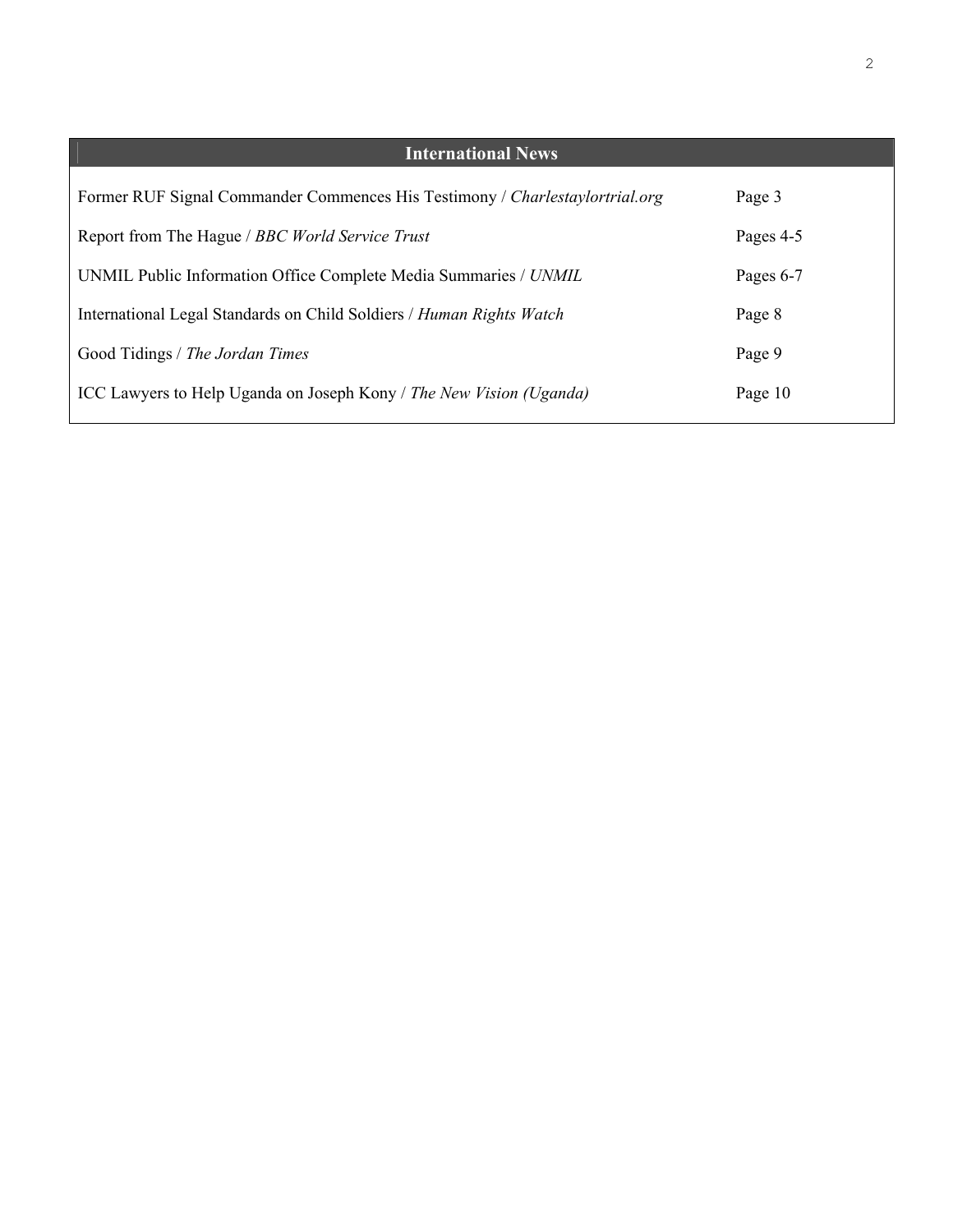## International News

| | |
|---|---|
| Former RUF Signal Commander Commences His Testimony / *Charlestaylortrial.org* | Page 3 |
| Report from The Hague / *BBC World Service Trust* | Pages 4-5 |
| UNMIL Public Information Office Complete Media Summaries / *UNMIL* | Pages 6-7 |
| International Legal Standards on Child Soldiers / *Human Rights Watch* | Page 8 |
| Good Tidings / *The Jordan Times* | Page 9 |
| ICC Lawyers to Help Uganda on Joseph Kony / *The New Vision (Uganda)* | Page 10 |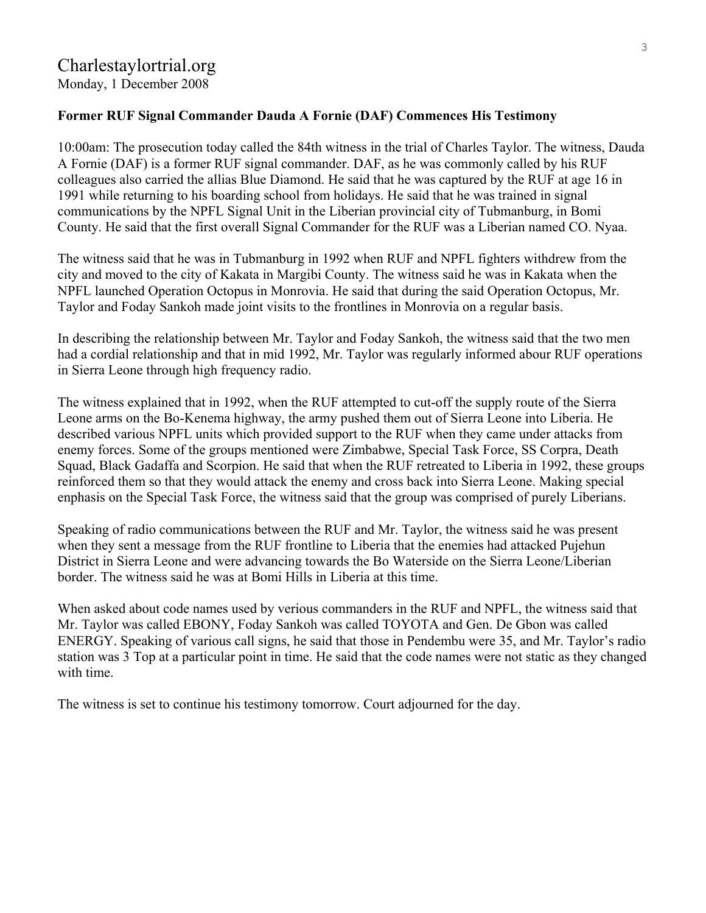Charlestaylortrial.org
Monday, 1 December 2008

**Former RUF Signal Commander Dauda A Fornie (DAF) Commences His Testimony**

10:00am: The prosecution today called the 84th witness in the trial of Charles Taylor. The witness, Dauda A Fornie (DAF) is a former RUF signal commander. DAF, as he was commonly called by his RUF colleagues also carried the allias Blue Diamond. He said that he was captured by the RUF at age 16 in 1991 while returning to his boarding school from holidays. He said that he was trained in signal communications by the NPFL Signal Unit in the Liberian provincial city of Tubmanburg, in Bomi County. He said that the first overall Signal Commander for the RUF was a Liberian named CO. Nyaa.

The witness said that he was in Tubmanburg in 1992 when RUF and NPFL fighters withdrew from the city and moved to the city of Kakata in Margibi County. The witness said he was in Kakata when the NPFL launched Operation Octopus in Monrovia. He said that during the said Operation Octopus, Mr. Taylor and Foday Sankoh made joint visits to the frontlines in Monrovia on a regular basis.

In describing the relationship between Mr. Taylor and Foday Sankoh, the witness said that the two men had a cordial relationship and that in mid 1992, Mr. Taylor was regularly informed abour RUF operations in Sierra Leone through high frequency radio.

The witness explained that in 1992, when the RUF attempted to cut-off the supply route of the Sierra Leone arms on the Bo-Kenema highway, the army pushed them out of Sierra Leone into Liberia. He described various NPFL units which provided support to the RUF when they came under attacks from enemy forces. Some of the groups mentioned were Zimbabwe, Special Task Force, SS Corpra, Death Squad, Black Gadaffa and Scorpion. He said that when the RUF retreated to Liberia in 1992, these groups reinforced them so that they would attack the enemy and cross back into Sierra Leone. Making special enphasis on the Special Task Force, the witness said that the group was comprised of purely Liberians.

Speaking of radio communications between the RUF and Mr. Taylor, the witness said he was present when they sent a message from the RUF frontline to Liberia that the enemies had attacked Pujehun District in Sierra Leone and were advancing towards the Bo Waterside on the Sierra Leone/Liberian border. The witness said he was at Bomi Hills in Liberia at this time.

When asked about code names used by verious commanders in the RUF and NPFL, the witness said that Mr. Taylor was called EBONY, Foday Sankoh was called TOYOTA and Gen. De Gbon was called ENERGY. Speaking of various call signs, he said that those in Pendembu were 35, and Mr. Taylor's radio station was 3 Top at a particular point in time. He said that the code names were not static as they changed with time.

The witness is set to continue his testimony tomorrow. Court adjourned for the day.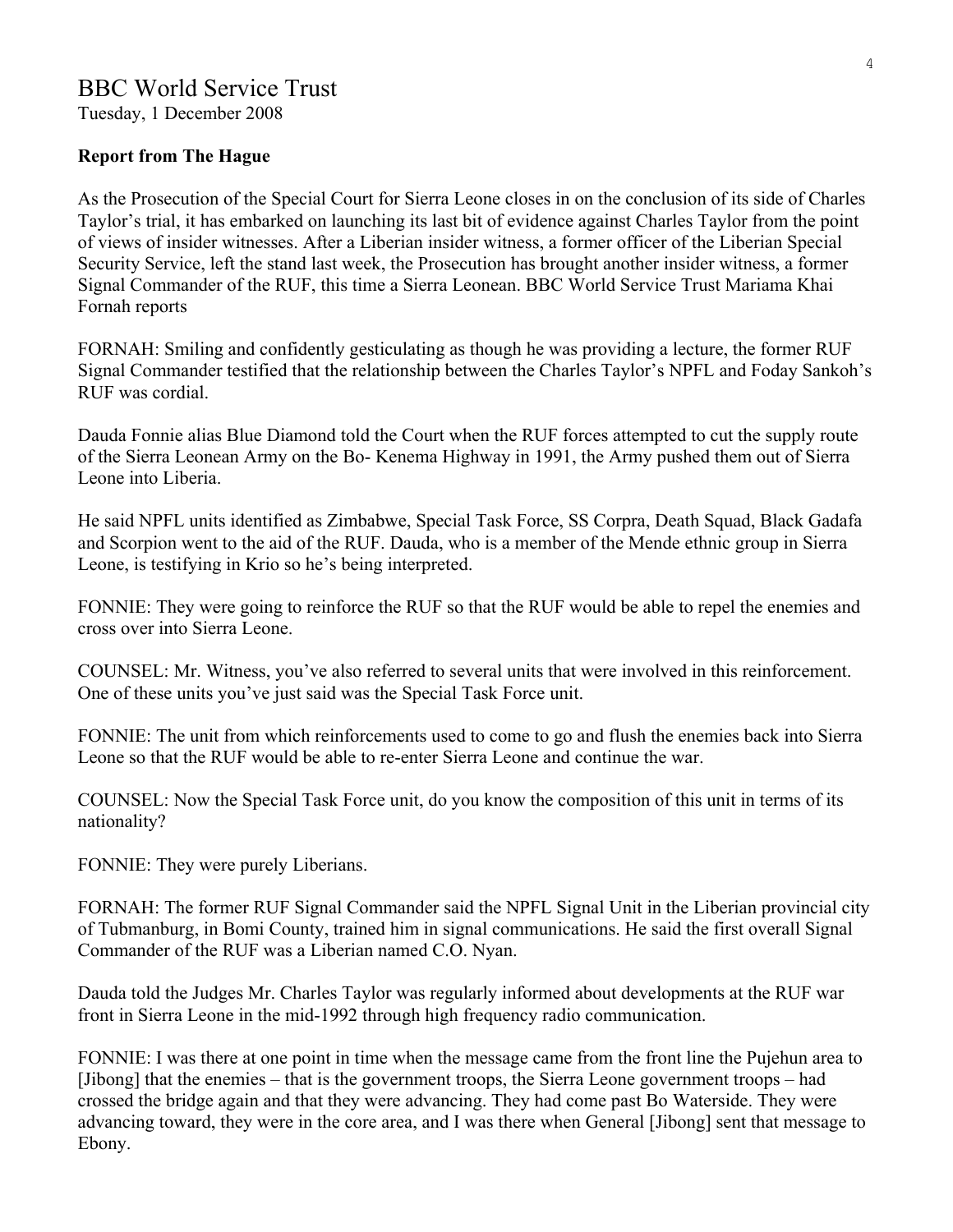## BBC World Service Trust

Tuesday, 1 December 2008

**Report from The Hague**

As the Prosecution of the Special Court for Sierra Leone closes in on the conclusion of its side of Charles Taylor's trial, it has embarked on launching its last bit of evidence against Charles Taylor from the point of views of insider witnesses. After a Liberian insider witness, a former officer of the Liberian Special Security Service, left the stand last week, the Prosecution has brought another insider witness, a former Signal Commander of the RUF, this time a Sierra Leonean. BBC World Service Trust Mariama Khai Fornah reports

FORNAH: Smiling and confidently gesticulating as though he was providing a lecture, the former RUF Signal Commander testified that the relationship between the Charles Taylor's NPFL and Foday Sankoh's RUF was cordial.

Dauda Fonnie alias Blue Diamond told the Court when the RUF forces attempted to cut the supply route of the Sierra Leonean Army on the Bo- Kenema Highway in 1991, the Army pushed them out of Sierra Leone into Liberia.

He said NPFL units identified as Zimbabwe, Special Task Force, SS Corpra, Death Squad, Black Gadafa and Scorpion went to the aid of the RUF. Dauda, who is a member of the Mende ethnic group in Sierra Leone, is testifying in Krio so he's being interpreted.

FONNIE: They were going to reinforce the RUF so that the RUF would be able to repel the enemies and cross over into Sierra Leone.

COUNSEL: Mr. Witness, you've also referred to several units that were involved in this reinforcement. One of these units you've just said was the Special Task Force unit.

FONNIE: The unit from which reinforcements used to come to go and flush the enemies back into Sierra Leone so that the RUF would be able to re-enter Sierra Leone and continue the war.

COUNSEL: Now the Special Task Force unit, do you know the composition of this unit in terms of its nationality?

FONNIE: They were purely Liberians.

FORNAH: The former RUF Signal Commander said the NPFL Signal Unit in the Liberian provincial city of Tubmanburg, in Bomi County, trained him in signal communications. He said the first overall Signal Commander of the RUF was a Liberian named C.O. Nyan.

Dauda told the Judges Mr. Charles Taylor was regularly informed about developments at the RUF war front in Sierra Leone in the mid-1992 through high frequency radio communication.

FONNIE: I was there at one point in time when the message came from the front line the Pujehun area to [Jibong] that the enemies – that is the government troops, the Sierra Leone government troops – had crossed the bridge again and that they were advancing. They had come past Bo Waterside. They were advancing toward, they were in the core area, and I was there when General [Jibong] sent that message to Ebony.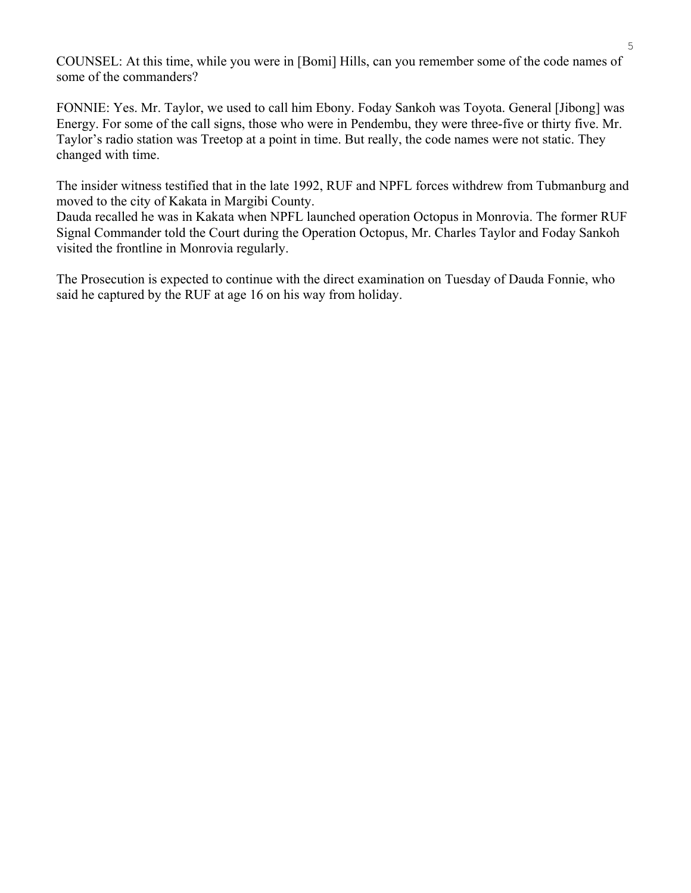COUNSEL: At this time, while you were in [Bomi] Hills, can you remember some of the code names of some of the commanders?

FONNIE: Yes. Mr. Taylor, we used to call him Ebony. Foday Sankoh was Toyota. General [Jibong] was Energy. For some of the call signs, those who were in Pendembu, they were three-five or thirty five. Mr. Taylor's radio station was Treetop at a point in time. But really, the code names were not static. They changed with time.

The insider witness testified that in the late 1992, RUF and NPFL forces withdrew from Tubmanburg and moved to the city of Kakata in Margibi County.
Dauda recalled he was in Kakata when NPFL launched operation Octopus in Monrovia. The former RUF Signal Commander told the Court during the Operation Octopus, Mr. Charles Taylor and Foday Sankoh visited the frontline in Monrovia regularly.

The Prosecution is expected to continue with the direct examination on Tuesday of Dauda Fonnie, who said he captured by the RUF at age 16 on his way from holiday.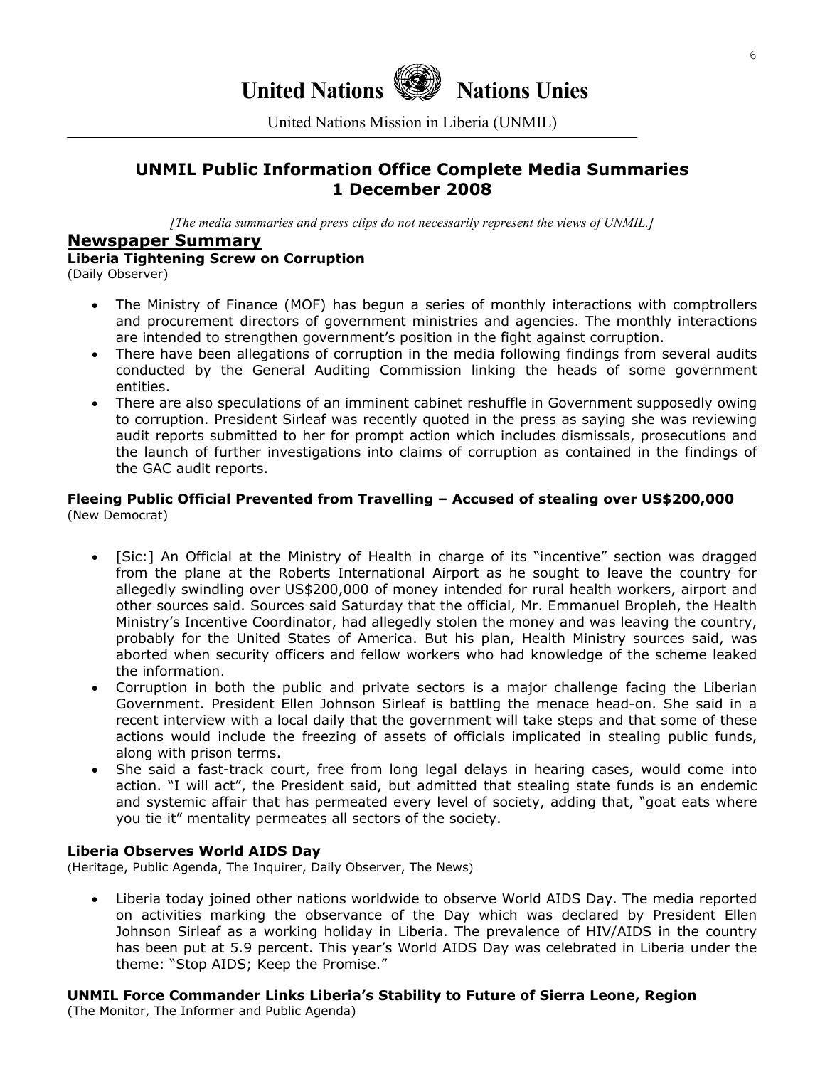# United Nations Nations Unies

United Nations Mission in Liberia (UNMIL)

## UNMIL Public Information Office Complete Media Summaries 1 December 2008

*[The media summaries and press clips do not necessarily represent the views of UNMIL.]*

## Newspaper Summary

### Liberia Tightening Screw on Corruption

(Daily Observer)

- The Ministry of Finance (MOF) has begun a series of monthly interactions with comptrollers and procurement directors of government ministries and agencies. The monthly interactions are intended to strengthen government's position in the fight against corruption.
- There have been allegations of corruption in the media following findings from several audits conducted by the General Auditing Commission linking the heads of some government entities.
- There are also speculations of an imminent cabinet reshuffle in Government supposedly owing to corruption. President Sirleaf was recently quoted in the press as saying she was reviewing audit reports submitted to her for prompt action which includes dismissals, prosecutions and the launch of further investigations into claims of corruption as contained in the findings of the GAC audit reports.

### Fleeing Public Official Prevented from Travelling – Accused of stealing over US$200,000

(New Democrat)

- [Sic:] An Official at the Ministry of Health in charge of its "incentive" section was dragged from the plane at the Roberts International Airport as he sought to leave the country for allegedly swindling over US$200,000 of money intended for rural health workers, airport and other sources said. Sources said Saturday that the official, Mr. Emmanuel Bropleh, the Health Ministry's Incentive Coordinator, had allegedly stolen the money and was leaving the country, probably for the United States of America. But his plan, Health Ministry sources said, was aborted when security officers and fellow workers who had knowledge of the scheme leaked the information.
- Corruption in both the public and private sectors is a major challenge facing the Liberian Government. President Ellen Johnson Sirleaf is battling the menace head-on. She said in a recent interview with a local daily that the government will take steps and that some of these actions would include the freezing of assets of officials implicated in stealing public funds, along with prison terms.
- She said a fast-track court, free from long legal delays in hearing cases, would come into action. "I will act", the President said, but admitted that stealing state funds is an endemic and systemic affair that has permeated every level of society, adding that, "goat eats where you tie it" mentality permeates all sectors of the society.

### Liberia Observes World AIDS Day

(Heritage, Public Agenda, The Inquirer, Daily Observer, The News)

- Liberia today joined other nations worldwide to observe World AIDS Day. The media reported on activities marking the observance of the Day which was declared by President Ellen Johnson Sirleaf as a working holiday in Liberia. The prevalence of HIV/AIDS in the country has been put at 5.9 percent. This year's World AIDS Day was celebrated in Liberia under the theme: "Stop AIDS; Keep the Promise."

### UNMIL Force Commander Links Liberia's Stability to Future of Sierra Leone, Region

(The Monitor, The Informer and Public Agenda)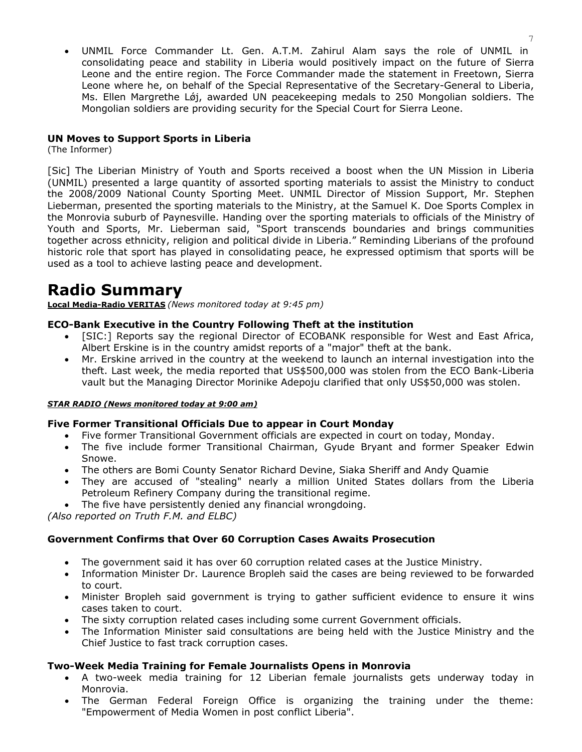- UNMIL Force Commander Lt. Gen. A.T.M. Zahirul Alam says the role of UNMIL in consolidating peace and stability in Liberia would positively impact on the future of Sierra Leone and the entire region. The Force Commander made the statement in Freetown, Sierra Leone where he, on behalf of the Special Representative of the Secretary-General to Liberia, Ms. Ellen Margrethe Løj, awarded UN peacekeeping medals to 250 Mongolian soldiers. The Mongolian soldiers are providing security for the Special Court for Sierra Leone.

**UN Moves to Support Sports in Liberia**
(The Informer)

[Sic] The Liberian Ministry of Youth and Sports received a boost when the UN Mission in Liberia (UNMIL) presented a large quantity of assorted sporting materials to assist the Ministry to conduct the 2008/2009 National County Sporting Meet. UNMIL Director of Mission Support, Mr. Stephen Lieberman, presented the sporting materials to the Ministry, at the Samuel K. Doe Sports Complex in the Monrovia suburb of Paynesville. Handing over the sporting materials to officials of the Ministry of Youth and Sports, Mr. Lieberman said, "Sport transcends boundaries and brings communities together across ethnicity, religion and political divide in Liberia." Reminding Liberians of the profound historic role that sport has played in consolidating peace, he expressed optimism that sports will be used as a tool to achieve lasting peace and development.

# Radio Summary

**Local Media-Radio VERITAS** *(News monitored today at 9:45 pm)*

**ECO-Bank Executive in the Country Following Theft at the institution**

- [SIC:] Reports say the regional Director of ECOBANK responsible for West and East Africa, Albert Erskine is in the country amidst reports of a "major" theft at the bank.
- Mr. Erskine arrived in the country at the weekend to launch an internal investigation into the theft. Last week, the media reported that US$500,000 was stolen from the ECO Bank-Liberia vault but the Managing Director Morinike Adepoju clarified that only US$50,000 was stolen.

***STAR RADIO (News monitored today at 9:00 am)***

**Five Former Transitional Officials Due to appear in Court Monday**

- Five former Transitional Government officials are expected in court on today, Monday.
- The five include former Transitional Chairman, Gyude Bryant and former Speaker Edwin Snowe.
- The others are Bomi County Senator Richard Devine, Siaka Sheriff and Andy Quamie
- They are accused of "stealing" nearly a million United States dollars from the Liberia Petroleum Refinery Company during the transitional regime.
- The five have persistently denied any financial wrongdoing.

*(Also reported on Truth F.M. and ELBC)*

**Government Confirms that Over 60 Corruption Cases Awaits Prosecution**

- The government said it has over 60 corruption related cases at the Justice Ministry.
- Information Minister Dr. Laurence Bropleh said the cases are being reviewed to be forwarded to court.
- Minister Bropleh said government is trying to gather sufficient evidence to ensure it wins cases taken to court.
- The sixty corruption related cases including some current Government officials.
- The Information Minister said consultations are being held with the Justice Ministry and the Chief Justice to fast track corruption cases.

**Two-Week Media Training for Female Journalists Opens in Monrovia**

- A two-week media training for 12 Liberian female journalists gets underway today in Monrovia.
- The German Federal Foreign Office is organizing the training under the theme: "Empowerment of Media Women in post conflict Liberia".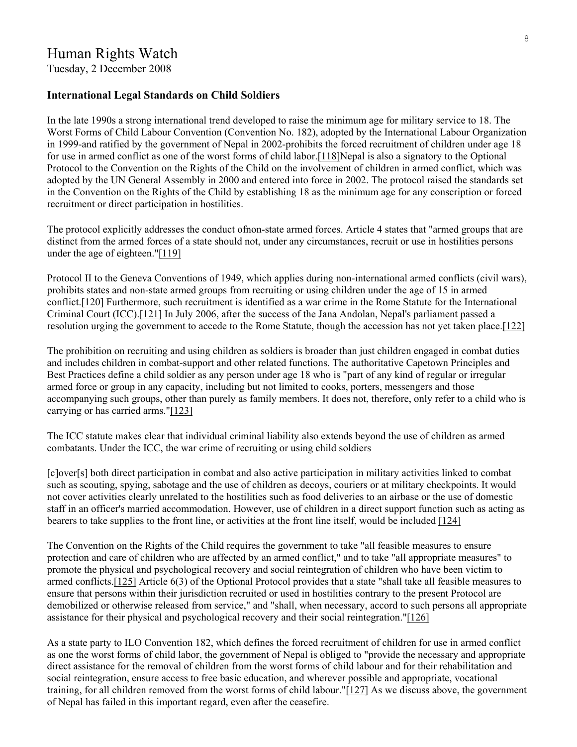# Human Rights Watch

Tuesday, 2 December 2008

**International Legal Standards on Child Soldiers**

In the late 1990s a strong international trend developed to raise the minimum age for military service to 18. The Worst Forms of Child Labour Convention (Convention No. 182), adopted by the International Labour Organization in 1999-and ratified by the government of Nepal in 2002-prohibits the forced recruitment of children under age 18 for use in armed conflict as one of the worst forms of child labor.[118]Nepal is also a signatory to the Optional Protocol to the Convention on the Rights of the Child on the involvement of children in armed conflict, which was adopted by the UN General Assembly in 2000 and entered into force in 2002. The protocol raised the standards set in the Convention on the Rights of the Child by establishing 18 as the minimum age for any conscription or forced recruitment or direct participation in hostilities.

The protocol explicitly addresses the conduct ofnon-state armed forces. Article 4 states that "armed groups that are distinct from the armed forces of a state should not, under any circumstances, recruit or use in hostilities persons under the age of eighteen."[119]

Protocol II to the Geneva Conventions of 1949, which applies during non-international armed conflicts (civil wars), prohibits states and non-state armed groups from recruiting or using children under the age of 15 in armed conflict.[120] Furthermore, such recruitment is identified as a war crime in the Rome Statute for the International Criminal Court (ICC).[121] In July 2006, after the success of the Jana Andolan, Nepal's parliament passed a resolution urging the government to accede to the Rome Statute, though the accession has not yet taken place.[122]

The prohibition on recruiting and using children as soldiers is broader than just children engaged in combat duties and includes children in combat-support and other related functions. The authoritative Capetown Principles and Best Practices define a child soldier as any person under age 18 who is "part of any kind of regular or irregular armed force or group in any capacity, including but not limited to cooks, porters, messengers and those accompanying such groups, other than purely as family members. It does not, therefore, only refer to a child who is carrying or has carried arms."[123]

The ICC statute makes clear that individual criminal liability also extends beyond the use of children as armed combatants. Under the ICC, the war crime of recruiting or using child soldiers

[c]over[s] both direct participation in combat and also active participation in military activities linked to combat such as scouting, spying, sabotage and the use of children as decoys, couriers or at military checkpoints. It would not cover activities clearly unrelated to the hostilities such as food deliveries to an airbase or the use of domestic staff in an officer's married accommodation. However, use of children in a direct support function such as acting as bearers to take supplies to the front line, or activities at the front line itself, would be included [124]

The Convention on the Rights of the Child requires the government to take "all feasible measures to ensure protection and care of children who are affected by an armed conflict," and to take "all appropriate measures" to promote the physical and psychological recovery and social reintegration of children who have been victim to armed conflicts.[125] Article 6(3) of the Optional Protocol provides that a state "shall take all feasible measures to ensure that persons within their jurisdiction recruited or used in hostilities contrary to the present Protocol are demobilized or otherwise released from service," and "shall, when necessary, accord to such persons all appropriate assistance for their physical and psychological recovery and their social reintegration."[126]

As a state party to ILO Convention 182, which defines the forced recruitment of children for use in armed conflict as one the worst forms of child labor, the government of Nepal is obliged to "provide the necessary and appropriate direct assistance for the removal of children from the worst forms of child labour and for their rehabilitation and social reintegration, ensure access to free basic education, and wherever possible and appropriate, vocational training, for all children removed from the worst forms of child labour."[127] As we discuss above, the government of Nepal has failed in this important regard, even after the ceasefire.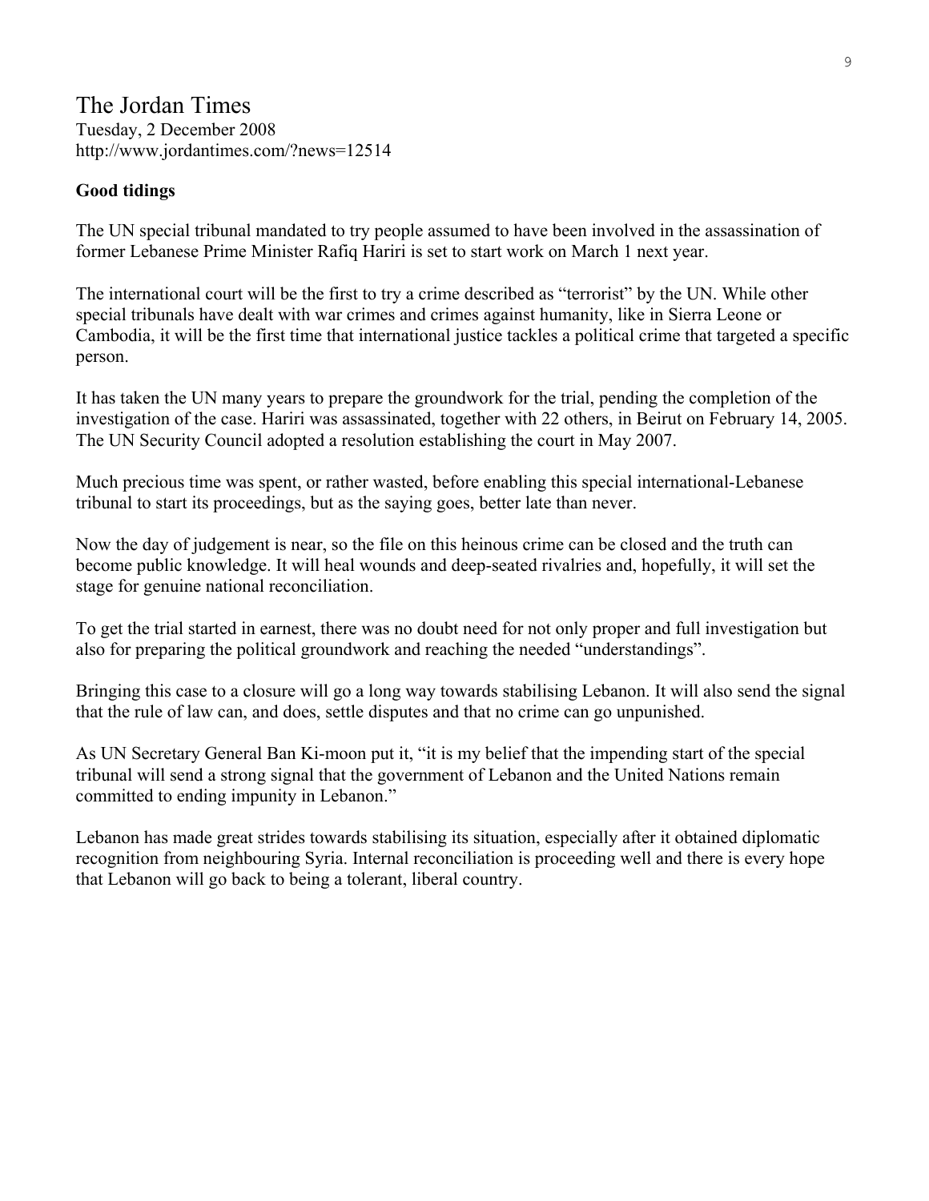The Jordan Times
Tuesday, 2 December 2008
http://www.jordantimes.com/?news=12514

**Good tidings**

The UN special tribunal mandated to try people assumed to have been involved in the assassination of former Lebanese Prime Minister Rafiq Hariri is set to start work on March 1 next year.

The international court will be the first to try a crime described as "terrorist" by the UN. While other special tribunals have dealt with war crimes and crimes against humanity, like in Sierra Leone or Cambodia, it will be the first time that international justice tackles a political crime that targeted a specific person.

It has taken the UN many years to prepare the groundwork for the trial, pending the completion of the investigation of the case. Hariri was assassinated, together with 22 others, in Beirut on February 14, 2005. The UN Security Council adopted a resolution establishing the court in May 2007.

Much precious time was spent, or rather wasted, before enabling this special international-Lebanese tribunal to start its proceedings, but as the saying goes, better late than never.

Now the day of judgement is near, so the file on this heinous crime can be closed and the truth can become public knowledge. It will heal wounds and deep-seated rivalries and, hopefully, it will set the stage for genuine national reconciliation.

To get the trial started in earnest, there was no doubt need for not only proper and full investigation but also for preparing the political groundwork and reaching the needed "understandings".

Bringing this case to a closure will go a long way towards stabilising Lebanon. It will also send the signal that the rule of law can, and does, settle disputes and that no crime can go unpunished.

As UN Secretary General Ban Ki-moon put it, "it is my belief that the impending start of the special tribunal will send a strong signal that the government of Lebanon and the United Nations remain committed to ending impunity in Lebanon."

Lebanon has made great strides towards stabilising its situation, especially after it obtained diplomatic recognition from neighbouring Syria. Internal reconciliation is proceeding well and there is every hope that Lebanon will go back to being a tolerant, liberal country.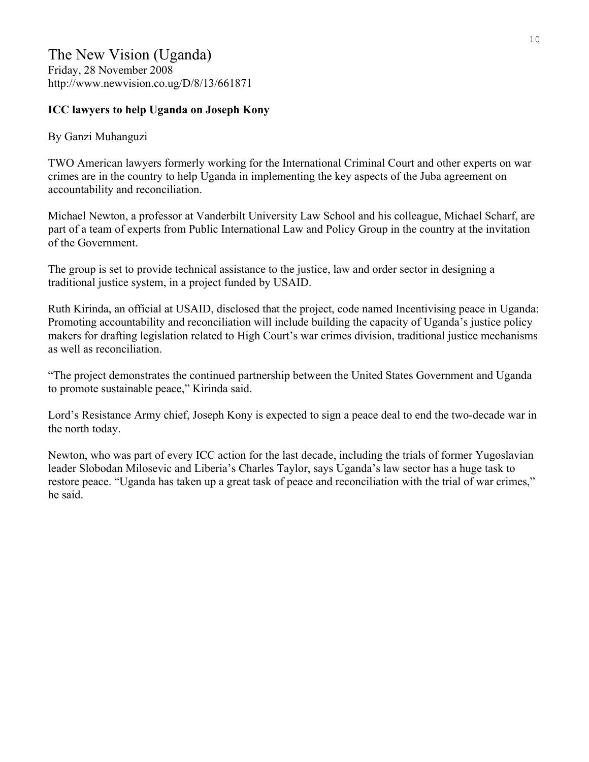# The New Vision (Uganda)

Friday, 28 November 2008
http://www.newvision.co.ug/D/8/13/661871

**ICC lawyers to help Uganda on Joseph Kony**

By Ganzi Muhanguzi

TWO American lawyers formerly working for the International Criminal Court and other experts on war crimes are in the country to help Uganda in implementing the key aspects of the Juba agreement on accountability and reconciliation.

Michael Newton, a professor at Vanderbilt University Law School and his colleague, Michael Scharf, are part of a team of experts from Public International Law and Policy Group in the country at the invitation of the Government.

The group is set to provide technical assistance to the justice, law and order sector in designing a traditional justice system, in a project funded by USAID.

Ruth Kirinda, an official at USAID, disclosed that the project, code named Incentivising peace in Uganda: Promoting accountability and reconciliation will include building the capacity of Uganda's justice policy makers for drafting legislation related to High Court's war crimes division, traditional justice mechanisms as well as reconciliation.

"The project demonstrates the continued partnership between the United States Government and Uganda to promote sustainable peace," Kirinda said.

Lord's Resistance Army chief, Joseph Kony is expected to sign a peace deal to end the two-decade war in the north today.

Newton, who was part of every ICC action for the last decade, including the trials of former Yugoslavian leader Slobodan Milosevic and Liberia's Charles Taylor, says Uganda's law sector has a huge task to restore peace. "Uganda has taken up a great task of peace and reconciliation with the trial of war crimes," he said.